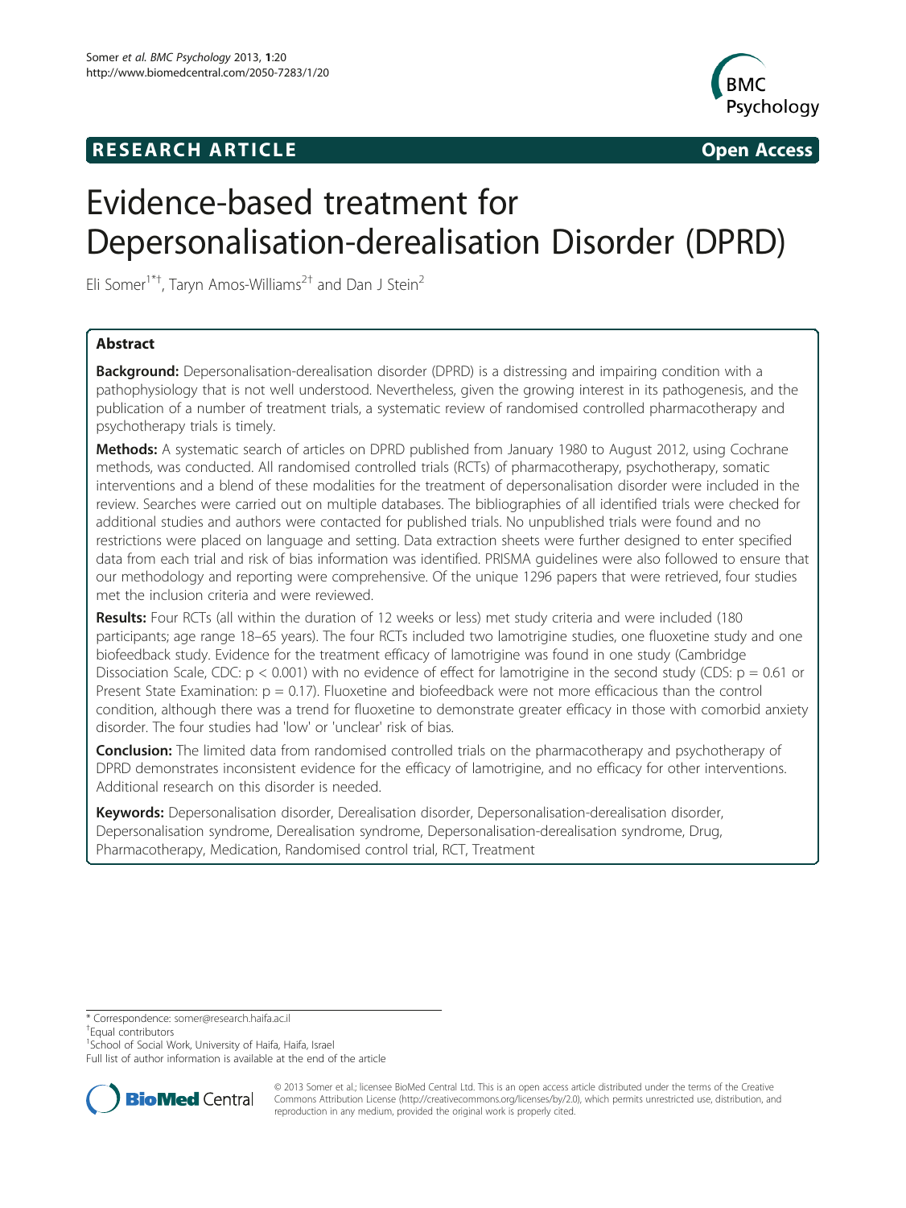**RESEARCH ARTICLE** **Open Access**

# Evidence-based treatment for Depersonalisation-derealisation Disorder (DPRD)

Eli Somer[1*†], Taryn Amos-Williams[2†] and Dan J Stein[2]

## Abstract

**Background:** Depersonalisation-derealisation disorder (DPRD) is a distressing and impairing condition with a pathophysiology that is not well understood. Nevertheless, given the growing interest in its pathogenesis, and the publication of a number of treatment trials, a systematic review of randomised controlled pharmacotherapy and psychotherapy trials is timely.

**Methods:** A systematic search of articles on DPRD published from January 1980 to August 2012, using Cochrane methods, was conducted. All randomised controlled trials (RCTs) of pharmacotherapy, psychotherapy, somatic interventions and a blend of these modalities for the treatment of depersonalisation disorder were included in the review. Searches were carried out on multiple databases. The bibliographies of all identified trials were checked for additional studies and authors were contacted for published trials. No unpublished trials were found and no restrictions were placed on language and setting. Data extraction sheets were further designed to enter specified data from each trial and risk of bias information was identified. PRISMA guidelines were also followed to ensure that our methodology and reporting were comprehensive. Of the unique 1296 papers that were retrieved, four studies met the inclusion criteria and were reviewed.

**Results:** Four RCTs (all within the duration of 12 weeks or less) met study criteria and were included (180 participants; age range 18–65 years). The four RCTs included two lamotrigine studies, one fluoxetine study and one biofeedback study. Evidence for the treatment efficacy of lamotrigine was found in one study (Cambridge Dissociation Scale, CDC: $p < 0.001$) with no evidence of effect for lamotrigine in the second study (CDS: $p = 0.61$ or Present State Examination: $p = 0.17$). Fluoxetine and biofeedback were not more efficacious than the control condition, although there was a trend for fluoxetine to demonstrate greater efficacy in those with comorbid anxiety disorder. The four studies had 'low' or 'unclear' risk of bias.

**Conclusion:** The limited data from randomised controlled trials on the pharmacotherapy and psychotherapy of DPRD demonstrates inconsistent evidence for the efficacy of lamotrigine, and no efficacy for other interventions. Additional research on this disorder is needed.

**Keywords:** Depersonalisation disorder, Derealisation disorder, Depersonalisation-derealisation disorder, Depersonalisation syndrome, Derealisation syndrome, Depersonalisation-derealisation syndrome, Drug, Pharmacotherapy, Medication, Randomised control trial, RCT, Treatment

---

\* Correspondence: somer@research.haifa.ac.il

†Equal contributors

[1]School of Social Work, University of Haifa, Haifa, Israel

Full list of author information is available at the end of the article

© 2013 Somer et al.; licensee BioMed Central Ltd. This is an open access article distributed under the terms of the Creative Commons Attribution License (http://creativecommons.org/licenses/by/2.0), which permits unrestricted use, distribution, and reproduction in any medium, provided the original work is properly cited.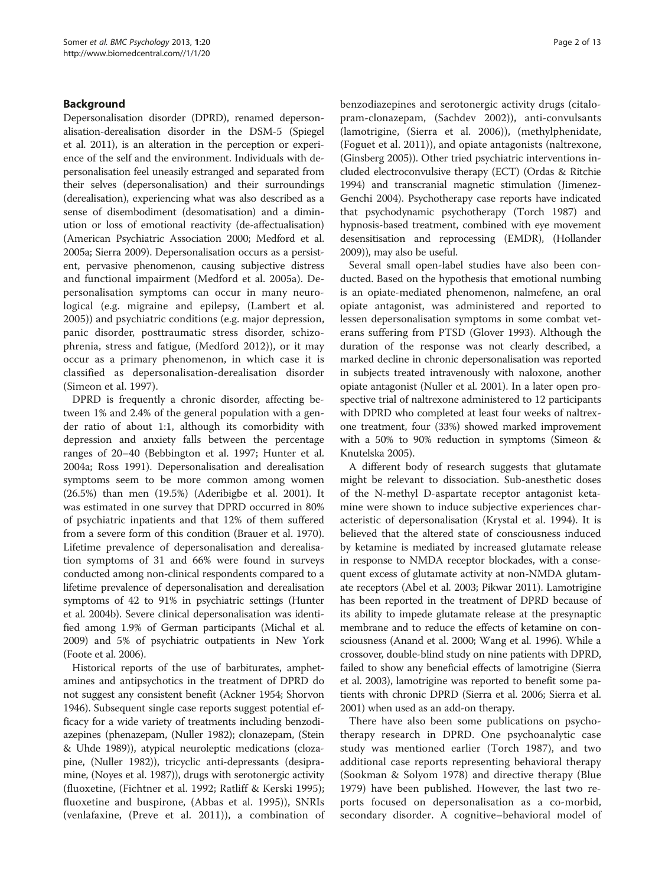## Background

Depersonalisation disorder (DPRD), renamed depersonalisation-derealisation disorder in the DSM-5 (Spiegel et al. 2011), is an alteration in the perception or experience of the self and the environment. Individuals with depersonalisation feel uneasily estranged and separated from their selves (depersonalisation) and their surroundings (derealisation), experiencing what was also described as a sense of disembodiment (desomatisation) and a diminution or loss of emotional reactivity (de-affectualisation) (American Psychiatric Association 2000; Medford et al. 2005a; Sierra 2009). Depersonalisation occurs as a persistent, pervasive phenomenon, causing subjective distress and functional impairment (Medford et al. 2005a). Depersonalisation symptoms can occur in many neurological (e.g. migraine and epilepsy, (Lambert et al. 2005)) and psychiatric conditions (e.g. major depression, panic disorder, posttraumatic stress disorder, schizophrenia, stress and fatigue, (Medford 2012)), or it may occur as a primary phenomenon, in which case it is classified as depersonalisation-derealisation disorder (Simeon et al. 1997).

DPRD is frequently a chronic disorder, affecting between 1% and 2.4% of the general population with a gender ratio of about 1:1, although its comorbidity with depression and anxiety falls between the percentage ranges of 20–40 (Bebbington et al. 1997; Hunter et al. 2004a; Ross 1991). Depersonalisation and derealisation symptoms seem to be more common among women (26.5%) than men (19.5%) (Aderibigbe et al. 2001). It was estimated in one survey that DPRD occurred in 80% of psychiatric inpatients and that 12% of them suffered from a severe form of this condition (Brauer et al. 1970). Lifetime prevalence of depersonalisation and derealisation symptoms of 31 and 66% were found in surveys conducted among non-clinical respondents compared to a lifetime prevalence of depersonalisation and derealisation symptoms of 42 to 91% in psychiatric settings (Hunter et al. 2004b). Severe clinical depersonalisation was identified among 1.9% of German participants (Michal et al. 2009) and 5% of psychiatric outpatients in New York (Foote et al. 2006).

Historical reports of the use of barbiturates, amphetamines and antipsychotics in the treatment of DPRD do not suggest any consistent benefit (Ackner 1954; Shorvon 1946). Subsequent single case reports suggest potential efficacy for a wide variety of treatments including benzodiazepines (phenazepam, (Nuller 1982); clonazepam, (Stein & Uhde 1989)), atypical neuroleptic medications (clozapine, (Nuller 1982)), tricyclic anti-depressants (desipramine, (Noyes et al. 1987)), drugs with serotonergic activity (fluoxetine, (Fichtner et al. 1992; Ratliff & Kerski 1995); fluoxetine and buspirone, (Abbas et al. 1995)), SNRIs (venlafaxine, (Preve et al. 2011)), a combination of benzodiazepines and serotonergic activity drugs (citalopram-clonazepam, (Sachdev 2002)), anti-convulsants (lamotrigine, (Sierra et al. 2006)), (methylphenidate, (Foguet et al. 2011)), and opiate antagonists (naltrexone, (Ginsberg 2005)). Other tried psychiatric interventions included electroconvulsive therapy (ECT) (Ordas & Ritchie 1994) and transcranial magnetic stimulation (Jimenez-Genchi 2004). Psychotherapy case reports have indicated that psychodynamic psychotherapy (Torch 1987) and hypnosis-based treatment, combined with eye movement desensitisation and reprocessing (EMDR), (Hollander 2009)), may also be useful.

Several small open-label studies have also been conducted. Based on the hypothesis that emotional numbing is an opiate-mediated phenomenon, nalmefene, an oral opiate antagonist, was administered and reported to lessen depersonalisation symptoms in some combat veterans suffering from PTSD (Glover 1993). Although the duration of the response was not clearly described, a marked decline in chronic depersonalisation was reported in subjects treated intravenously with naloxone, another opiate antagonist (Nuller et al. 2001). In a later open prospective trial of naltrexone administered to 12 participants with DPRD who completed at least four weeks of naltrexone treatment, four (33%) showed marked improvement with a 50% to 90% reduction in symptoms (Simeon & Knutelska 2005).

A different body of research suggests that glutamate might be relevant to dissociation. Sub-anesthetic doses of the N-methyl D-aspartate receptor antagonist ketamine were shown to induce subjective experiences characteristic of depersonalisation (Krystal et al. 1994). It is believed that the altered state of consciousness induced by ketamine is mediated by increased glutamate release in response to NMDA receptor blockades, with a consequent excess of glutamate activity at non-NMDA glutamate receptors (Abel et al. 2003; Pikwar 2011). Lamotrigine has been reported in the treatment of DPRD because of its ability to impede glutamate release at the presynaptic membrane and to reduce the effects of ketamine on consciousness (Anand et al. 2000; Wang et al. 1996). While a crossover, double-blind study on nine patients with DPRD, failed to show any beneficial effects of lamotrigine (Sierra et al. 2003), lamotrigine was reported to benefit some patients with chronic DPRD (Sierra et al. 2006; Sierra et al. 2001) when used as an add-on therapy.

There have also been some publications on psychotherapy research in DPRD. One psychoanalytic case study was mentioned earlier (Torch 1987), and two additional case reports representing behavioral therapy (Sookman & Solyom 1978) and directive therapy (Blue 1979) have been published. However, the last two reports focused on depersonalisation as a co-morbid, secondary disorder. A cognitive–behavioral model of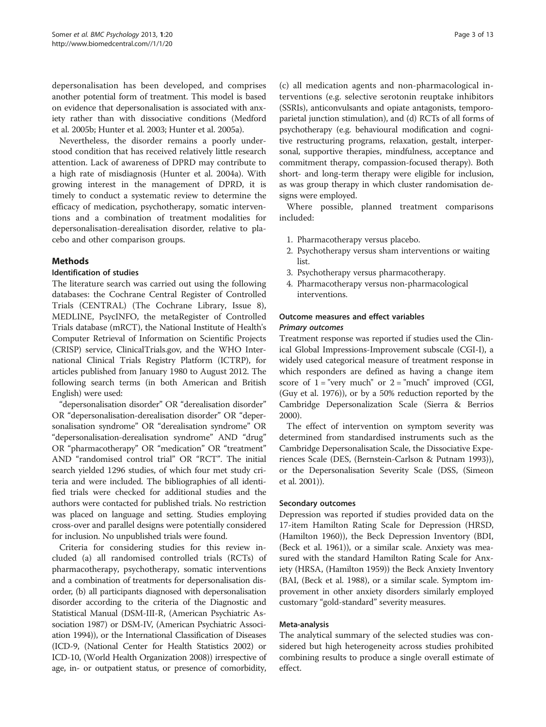depersonalisation has been developed, and comprises another potential form of treatment. This model is based on evidence that depersonalisation is associated with anxiety rather than with dissociative conditions (Medford et al. 2005b; Hunter et al. 2003; Hunter et al. 2005a).

Nevertheless, the disorder remains a poorly understood condition that has received relatively little research attention. Lack of awareness of DPRD may contribute to a high rate of misdiagnosis (Hunter et al. 2004a). With growing interest in the management of DPRD, it is timely to conduct a systematic review to determine the efficacy of medication, psychotherapy, somatic interventions and a combination of treatment modalities for depersonalisation-derealisation disorder, relative to placebo and other comparison groups.

## Methods

### Identification of studies

The literature search was carried out using the following databases: the Cochrane Central Register of Controlled Trials (CENTRAL) (The Cochrane Library, Issue 8), MEDLINE, PsycINFO, the metaRegister of Controlled Trials database (mRCT), the National Institute of Health's Computer Retrieval of Information on Scientific Projects (CRISP) service, ClinicalTrials.gov, and the WHO International Clinical Trials Registry Platform (ICTRP), for articles published from January 1980 to August 2012. The following search terms (in both American and British English) were used:

"depersonalisation disorder" OR "derealisation disorder" OR "depersonalisation-derealisation disorder" OR "depersonalisation syndrome" OR "derealisation syndrome" OR "depersonalisation-derealisation syndrome" AND "drug" OR "pharmacotherapy" OR "medication" OR "treatment" AND "randomised control trial" OR "RCT". The initial search yielded 1296 studies, of which four met study criteria and were included. The bibliographies of all identified trials were checked for additional studies and the authors were contacted for published trials. No restriction was placed on language and setting. Studies employing cross-over and parallel designs were potentially considered for inclusion. No unpublished trials were found.

Criteria for considering studies for this review included (a) all randomised controlled trials (RCTs) of pharmacotherapy, psychotherapy, somatic interventions and a combination of treatments for depersonalisation disorder, (b) all participants diagnosed with depersonalisation disorder according to the criteria of the Diagnostic and Statistical Manual (DSM-III-R, (American Psychiatric Association 1987) or DSM-IV, (American Psychiatric Association 1994)), or the International Classification of Diseases (ICD-9, (National Center for Health Statistics 2002) or ICD-10, (World Health Organization 2008)) irrespective of age, in- or outpatient status, or presence of comorbidity, (c) all medication agents and non-pharmacological interventions (e.g. selective serotonin reuptake inhibitors (SSRIs), anticonvulsants and opiate antagonists, temporoparietal junction stimulation), and (d) RCTs of all forms of psychotherapy (e.g. behavioural modification and cognitive restructuring programs, relaxation, gestalt, interpersonal, supportive therapies, mindfulness, acceptance and commitment therapy, compassion-focused therapy). Both short- and long-term therapy were eligible for inclusion, as was group therapy in which cluster randomisation designs were employed.

Where possible, planned treatment comparisons included:

1. Pharmacotherapy versus placebo.
2. Psychotherapy versus sham interventions or waiting list.
3. Psychotherapy versus pharmacotherapy.
4. Pharmacotherapy versus non-pharmacological interventions.

### Outcome measures and effect variables

#### *Primary outcomes*

Treatment response was reported if studies used the Clinical Global Impressions-Improvement subscale (CGI-I), a widely used categorical measure of treatment response in which responders are defined as having a change item score of 1 = "very much" or 2 = "much" improved (CGI, (Guy et al. 1976)), or by a 50% reduction reported by the Cambridge Depersonalization Scale (Sierra & Berrios 2000).

The effect of intervention on symptom severity was determined from standardised instruments such as the Cambridge Depersonalisation Scale, the Dissociative Experiences Scale (DES, (Bernstein-Carlson & Putnam 1993)), or the Depersonalisation Severity Scale (DSS, (Simeon et al. 2001)).

#### Secondary outcomes

Depression was reported if studies provided data on the 17-item Hamilton Rating Scale for Depression (HRSD, (Hamilton 1960)), the Beck Depression Inventory (BDI, (Beck et al. 1961)), or a similar scale. Anxiety was measured with the standard Hamilton Rating Scale for Anxiety (HRSA, (Hamilton 1959)) the Beck Anxiety Inventory (BAI, (Beck et al. 1988), or a similar scale. Symptom improvement in other anxiety disorders similarly employed customary "gold-standard" severity measures.

### Meta-analysis

The analytical summary of the selected studies was considered but high heterogeneity across studies prohibited combining results to produce a single overall estimate of effect.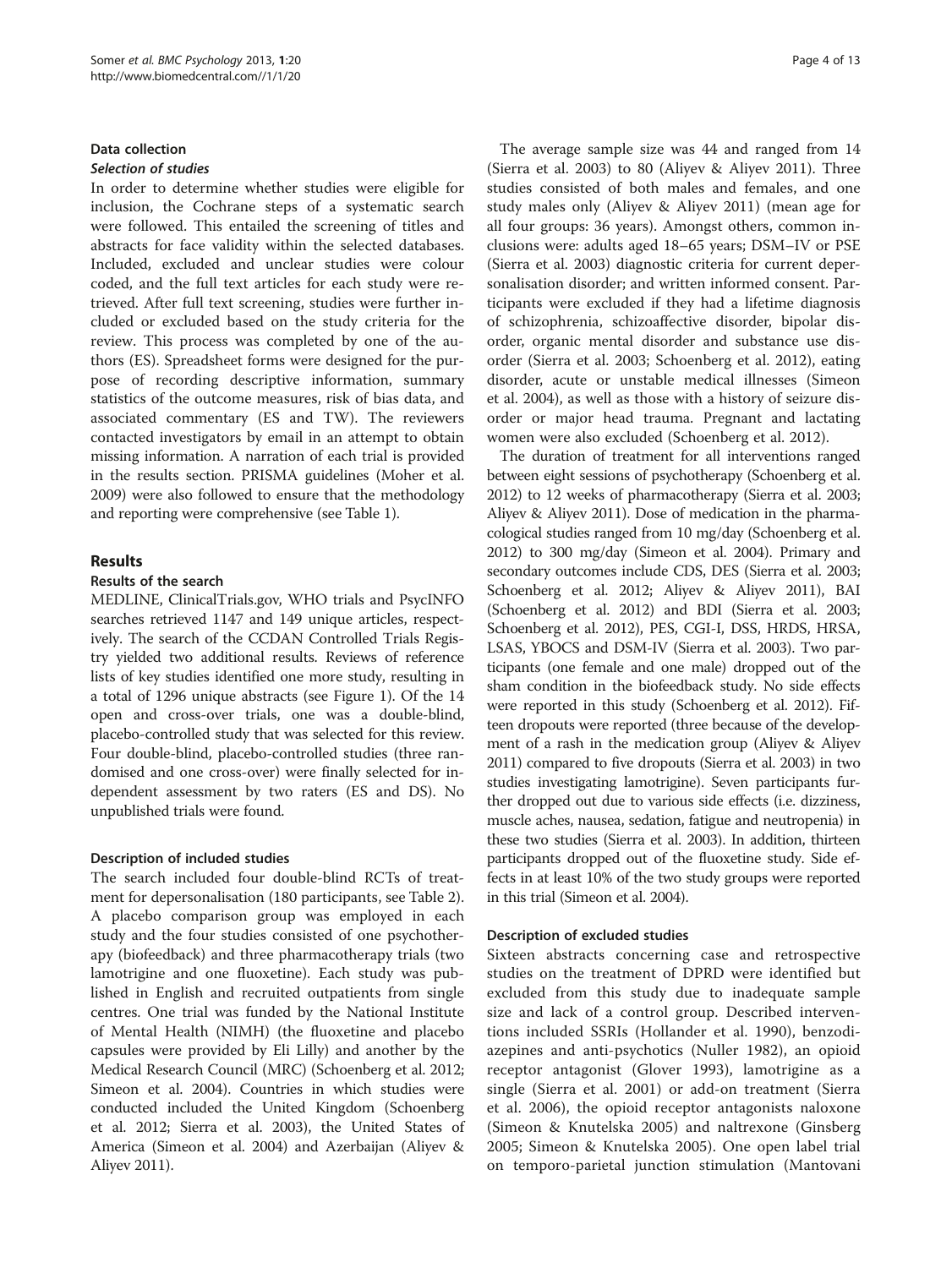### Data collection

#### *Selection of studies*

In order to determine whether studies were eligible for inclusion, the Cochrane steps of a systematic search were followed. This entailed the screening of titles and abstracts for face validity within the selected databases. Included, excluded and unclear studies were colour coded, and the full text articles for each study were retrieved. After full text screening, studies were further included or excluded based on the study criteria for the review. This process was completed by one of the authors (ES). Spreadsheet forms were designed for the purpose of recording descriptive information, summary statistics of the outcome measures, risk of bias data, and associated commentary (ES and TW). The reviewers contacted investigators by email in an attempt to obtain missing information. A narration of each trial is provided in the results section. PRISMA guidelines (Moher et al. 2009) were also followed to ensure that the methodology and reporting were comprehensive (see Table 1).

## Results

### Results of the search

MEDLINE, ClinicalTrials.gov, WHO trials and PsycINFO searches retrieved 1147 and 149 unique articles, respectively. The search of the CCDAN Controlled Trials Registry yielded two additional results. Reviews of reference lists of key studies identified one more study, resulting in a total of 1296 unique abstracts (see Figure 1). Of the 14 open and cross-over trials, one was a double-blind, placebo-controlled study that was selected for this review. Four double-blind, placebo-controlled studies (three randomised and one cross-over) were finally selected for independent assessment by two raters (ES and DS). No unpublished trials were found.

### Description of included studies

The search included four double-blind RCTs of treatment for depersonalisation (180 participants, see Table 2). A placebo comparison group was employed in each study and the four studies consisted of one psychotherapy (biofeedback) and three pharmacotherapy trials (two lamotrigine and one fluoxetine). Each study was published in English and recruited outpatients from single centres. One trial was funded by the National Institute of Mental Health (NIMH) (the fluoxetine and placebo capsules were provided by Eli Lilly) and another by the Medical Research Council (MRC) (Schoenberg et al. 2012; Simeon et al. 2004). Countries in which studies were conducted included the United Kingdom (Schoenberg et al. 2012; Sierra et al. 2003), the United States of America (Simeon et al. 2004) and Azerbaijan (Aliyev & Aliyev 2011).

The average sample size was 44 and ranged from 14 (Sierra et al. 2003) to 80 (Aliyev & Aliyev 2011). Three studies consisted of both males and females, and one study males only (Aliyev & Aliyev 2011) (mean age for all four groups: 36 years). Amongst others, common inclusions were: adults aged 18–65 years; DSM–IV or PSE (Sierra et al. 2003) diagnostic criteria for current depersonalisation disorder; and written informed consent. Participants were excluded if they had a lifetime diagnosis of schizophrenia, schizoaffective disorder, bipolar disorder, organic mental disorder and substance use disorder (Sierra et al. 2003; Schoenberg et al. 2012), eating disorder, acute or unstable medical illnesses (Simeon et al. 2004), as well as those with a history of seizure disorder or major head trauma. Pregnant and lactating women were also excluded (Schoenberg et al. 2012).

The duration of treatment for all interventions ranged between eight sessions of psychotherapy (Schoenberg et al. 2012) to 12 weeks of pharmacotherapy (Sierra et al. 2003; Aliyev & Aliyev 2011). Dose of medication in the pharmacological studies ranged from 10 mg/day (Schoenberg et al. 2012) to 300 mg/day (Simeon et al. 2004). Primary and secondary outcomes include CDS, DES (Sierra et al. 2003; Schoenberg et al. 2012; Aliyev & Aliyev 2011), BAI (Schoenberg et al. 2012) and BDI (Sierra et al. 2003; Schoenberg et al. 2012), PES, CGI-I, DSS, HRDS, HRSA, LSAS, YBOCS and DSM-IV (Sierra et al. 2003). Two participants (one female and one male) dropped out of the sham condition in the biofeedback study. No side effects were reported in this study (Schoenberg et al. 2012). Fifteen dropouts were reported (three because of the development of a rash in the medication group (Aliyev & Aliyev 2011) compared to five dropouts (Sierra et al. 2003) in two studies investigating lamotrigine). Seven participants further dropped out due to various side effects (i.e. dizziness, muscle aches, nausea, sedation, fatigue and neutropenia) in these two studies (Sierra et al. 2003). In addition, thirteen participants dropped out of the fluoxetine study. Side effects in at least 10% of the two study groups were reported in this trial (Simeon et al. 2004).

### Description of excluded studies

Sixteen abstracts concerning case and retrospective studies on the treatment of DPRD were identified but excluded from this study due to inadequate sample size and lack of a control group. Described interventions included SSRIs (Hollander et al. 1990), benzodiazepines and anti-psychotics (Nuller 1982), an opioid receptor antagonist (Glover 1993), lamotrigine as a single (Sierra et al. 2001) or add-on treatment (Sierra et al. 2006), the opioid receptor antagonists naloxone (Simeon & Knutelska 2005) and naltrexone (Ginsberg 2005; Simeon & Knutelska 2005). One open label trial on temporo-parietal junction stimulation (Mantovani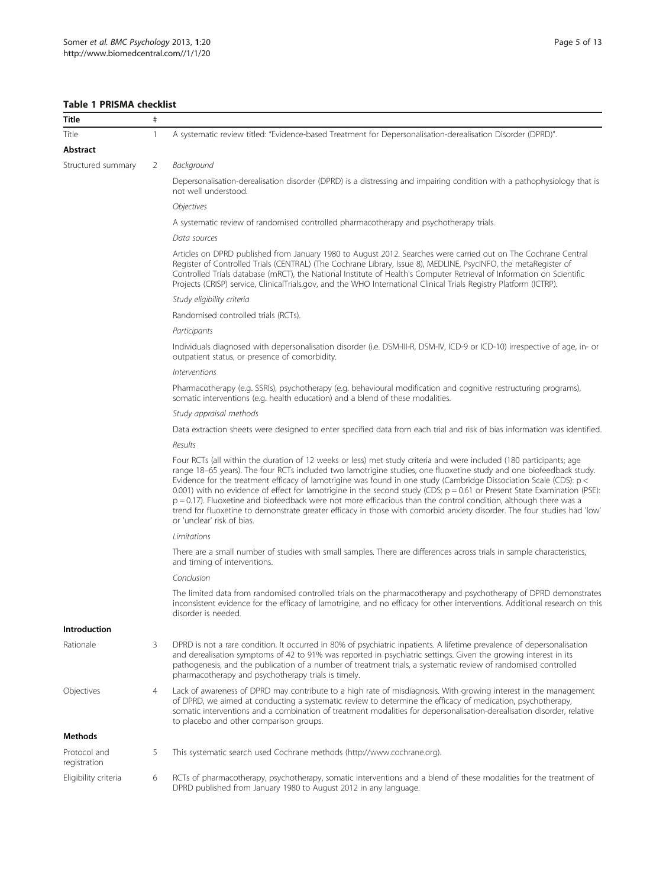**Table 1 PRISMA checklist**

| Title | # | |
|---|---|---|
| Title | 1 | A systematic review titled: "Evidence-based Treatment for Depersonalisation-derealisation Disorder (DPRD)". |
| **Abstract** | | |
| Structured summary | 2 | *Background* |
| | | Depersonalisation-derealisation disorder (DPRD) is a distressing and impairing condition with a pathophysiology that is not well understood. |
| | | *Objectives* |
| | | A systematic review of randomised controlled pharmacotherapy and psychotherapy trials. |
| | | *Data sources* |
| | | Articles on DPRD published from January 1980 to August 2012. Searches were carried out on The Cochrane Central Register of Controlled Trials (CENTRAL) (The Cochrane Library, Issue 8), MEDLINE, PsycINFO, the metaRegister of Controlled Trials database (mRCT), the National Institute of Health's Computer Retrieval of Information on Scientific Projects (CRISP) service, ClinicalTrials.gov, and the WHO International Clinical Trials Registry Platform (ICTRP). |
| | | *Study eligibility criteria* |
| | | Randomised controlled trials (RCTs). |
| | | *Participants* |
| | | Individuals diagnosed with depersonalisation disorder (i.e. DSM-III-R, DSM-IV, ICD-9 or ICD-10) irrespective of age, in- or outpatient status, or presence of comorbidity. |
| | | *Interventions* |
| | | Pharmacotherapy (e.g. SSRIs), psychotherapy (e.g. behavioural modification and cognitive restructuring programs), somatic interventions (e.g. health education) and a blend of these modalities. |
| | | *Study appraisal methods* |
| | | Data extraction sheets were designed to enter specified data from each trial and risk of bias information was identified. |
| | | *Results* |
| | | Four RCTs (all within the duration of 12 weeks or less) met study criteria and were included (180 participants; age range 18–65 years). The four RCTs included two lamotrigine studies, one fluoxetine study and one biofeedback study. Evidence for the treatment efficacy of lamotrigine was found in one study (Cambridge Dissociation Scale (CDS): $p < 0.001$) with no evidence of effect for lamotrigine in the second study (CDS: $p = 0.61$ or Present State Examination (PSE): $p = 0.17$). Fluoxetine and biofeedback were not more efficacious than the control condition, although there was a trend for fluoxetine to demonstrate greater efficacy in those with comorbid anxiety disorder. The four studies had 'low' or 'unclear' risk of bias. |
| | | *Limitations* |
| | | There are a small number of studies with small samples. There are differences across trials in sample characteristics, and timing of interventions. |
| | | *Conclusion* |
| | | The limited data from randomised controlled trials on the pharmacotherapy and psychotherapy of DPRD demonstrates inconsistent evidence for the efficacy of lamotrigine, and no efficacy for other interventions. Additional research on this disorder is needed. |
| **Introduction** | | |
| Rationale | 3 | DPRD is not a rare condition. It occurred in 80% of psychiatric inpatients. A lifetime prevalence of depersonalisation and derealisation symptoms of 42 to 91% was reported in psychiatric settings. Given the growing interest in its pathogenesis, and the publication of a number of treatment trials, a systematic review of randomised controlled pharmacotherapy and psychotherapy trials is timely. |
| Objectives | 4 | Lack of awareness of DPRD may contribute to a high rate of misdiagnosis. With growing interest in the management of DPRD, we aimed at conducting a systematic review to determine the efficacy of medication, psychotherapy, somatic interventions and a combination of treatment modalities for depersonalisation-derealisation disorder, relative to placebo and other comparison groups. |
| **Methods** | | |
| Protocol and registration | 5 | This systematic search used Cochrane methods (http://www.cochrane.org). |
| Eligibility criteria | 6 | RCTs of pharmacotherapy, psychotherapy, somatic interventions and a blend of these modalities for the treatment of DPRD published from January 1980 to August 2012 in any language. |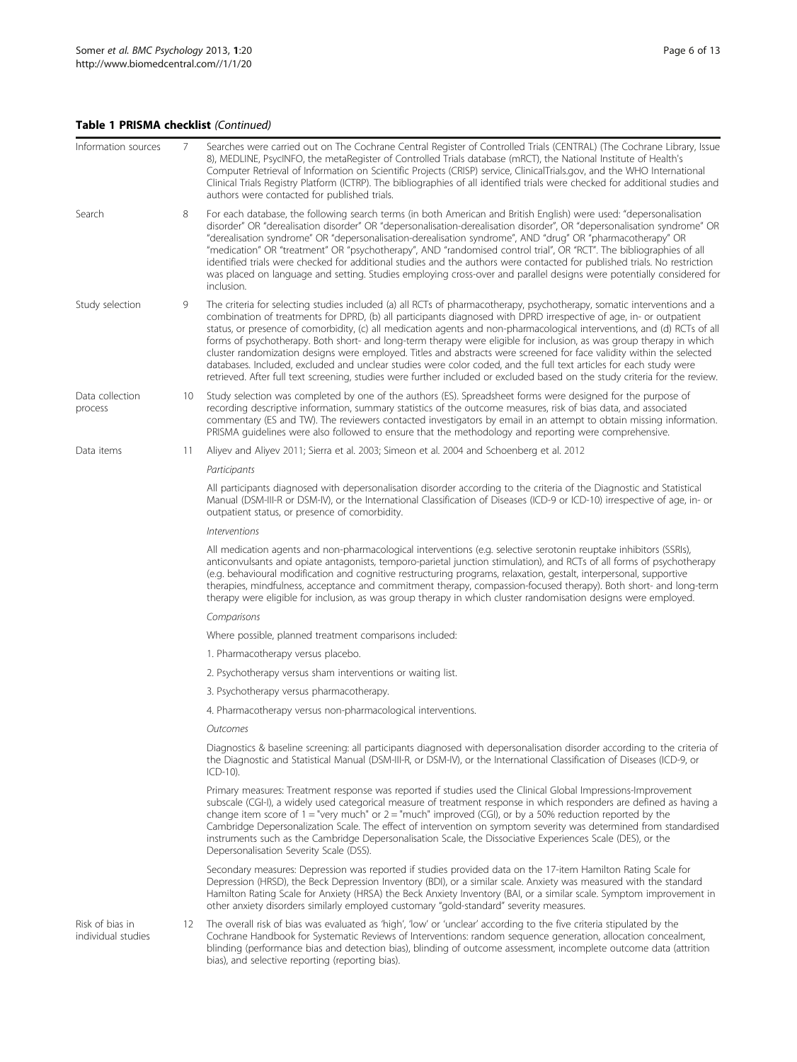**Table 1 PRISMA checklist** *(Continued)*

| | | |
|---|---|---|
| Information sources | 7 | Searches were carried out on The Cochrane Central Register of Controlled Trials (CENTRAL) (The Cochrane Library, Issue 8), MEDLINE, PsycINFO, the metaRegister of Controlled Trials database (mRCT), the National Institute of Health's Computer Retrieval of Information on Scientific Projects (CRISP) service, ClinicalTrials.gov, and the WHO International Clinical Trials Registry Platform (ICTRP). The bibliographies of all identified trials were checked for additional studies and authors were contacted for published trials. |
| Search | 8 | For each database, the following search terms (in both American and British English) were used: "depersonalisation disorder" OR "derealisation disorder" OR "depersonalisation-derealisation disorder", OR "depersonalisation syndrome" OR "derealisation syndrome" OR "depersonalisation-derealisation syndrome", AND "drug" OR "pharmacotherapy" OR "medication" OR "treatment" OR "psychotherapy", AND "randomised control trial", OR "RCT". The bibliographies of all identified trials were checked for additional studies and the authors were contacted for published trials. No restriction was placed on language and setting. Studies employing cross-over and parallel designs were potentially considered for inclusion. |
| Study selection | 9 | The criteria for selecting studies included (a) all RCTs of pharmacotherapy, psychotherapy, somatic interventions and a combination of treatments for DPRD, (b) all participants diagnosed with DPRD irrespective of age, in- or outpatient status, or presence of comorbidity, (c) all medication agents and non-pharmacological interventions, and (d) RCTs of all forms of psychotherapy. Both short- and long-term therapy were eligible for inclusion, as was group therapy in which cluster randomization designs were employed. Titles and abstracts were screened for face validity within the selected databases. Included, excluded and unclear studies were color coded, and the full text articles for each study were retrieved. After full text screening, studies were further included or excluded based on the study criteria for the review. |
| Data collection process | 10 | Study selection was completed by one of the authors (ES). Spreadsheet forms were designed for the purpose of recording descriptive information, summary statistics of the outcome measures, risk of bias data, and associated commentary (ES and TW). The reviewers contacted investigators by email in an attempt to obtain missing information. PRISMA guidelines were also followed to ensure that the methodology and reporting were comprehensive. |
| Data items | 11 | Aliyev and Aliyev 2011; Sierra et al. 2003; Simeon et al. 2004 and Schoenberg et al. 2012 |
| | | *Participants* |
| | | All participants diagnosed with depersonalisation disorder according to the criteria of the Diagnostic and Statistical Manual (DSM-III-R or DSM-IV), or the International Classification of Diseases (ICD-9 or ICD-10) irrespective of age, in- or outpatient status, or presence of comorbidity. |
| | | *Interventions* |
| | | All medication agents and non-pharmacological interventions (e.g. selective serotonin reuptake inhibitors (SSRIs), anticonvulsants and opiate antagonists, temporo-parietal junction stimulation), and RCTs of all forms of psychotherapy (e.g. behavioural modification and cognitive restructuring programs, relaxation, gestalt, interpersonal, supportive therapies, mindfulness, acceptance and commitment therapy, compassion-focused therapy). Both short- and long-term therapy were eligible for inclusion, as was group therapy in which cluster randomisation designs were employed. |
| | | *Comparisons* |
| | | Where possible, planned treatment comparisons included: |
| | | 1. Pharmacotherapy versus placebo. |
| | | 2. Psychotherapy versus sham interventions or waiting list. |
| | | 3. Psychotherapy versus pharmacotherapy. |
| | | 4. Pharmacotherapy versus non-pharmacological interventions. |
| | | *Outcomes* |
| | | Diagnostics & baseline screening: all participants diagnosed with depersonalisation disorder according to the criteria of the Diagnostic and Statistical Manual (DSM-III-R, or DSM-IV), or the International Classification of Diseases (ICD-9, or ICD-10). |
| | | Primary measures: Treatment response was reported if studies used the Clinical Global Impressions-Improvement subscale (CGI-I), a widely used categorical measure of treatment response in which responders are defined as having a change item score of 1 = "very much" or 2 = "much" improved (CGI), or by a 50% reduction reported by the Cambridge Depersonalization Scale. The effect of intervention on symptom severity was determined from standardised instruments such as the Cambridge Depersonalisation Scale, the Dissociative Experiences Scale (DES), or the Depersonalisation Severity Scale (DSS). |
| | | Secondary measures: Depression was reported if studies provided data on the 17-item Hamilton Rating Scale for Depression (HRSD), the Beck Depression Inventory (BDI), or a similar scale. Anxiety was measured with the standard Hamilton Rating Scale for Anxiety (HRSA) the Beck Anxiety Inventory (BAI, or a similar scale. Symptom improvement in other anxiety disorders similarly employed customary "gold-standard" severity measures. |
| Risk of bias in individual studies | 12 | The overall risk of bias was evaluated as 'high', 'low' or 'unclear' according to the five criteria stipulated by the Cochrane Handbook for Systematic Reviews of Interventions: random sequence generation, allocation concealment, blinding (performance bias and detection bias), blinding of outcome assessment, incomplete outcome data (attrition bias), and selective reporting (reporting bias). |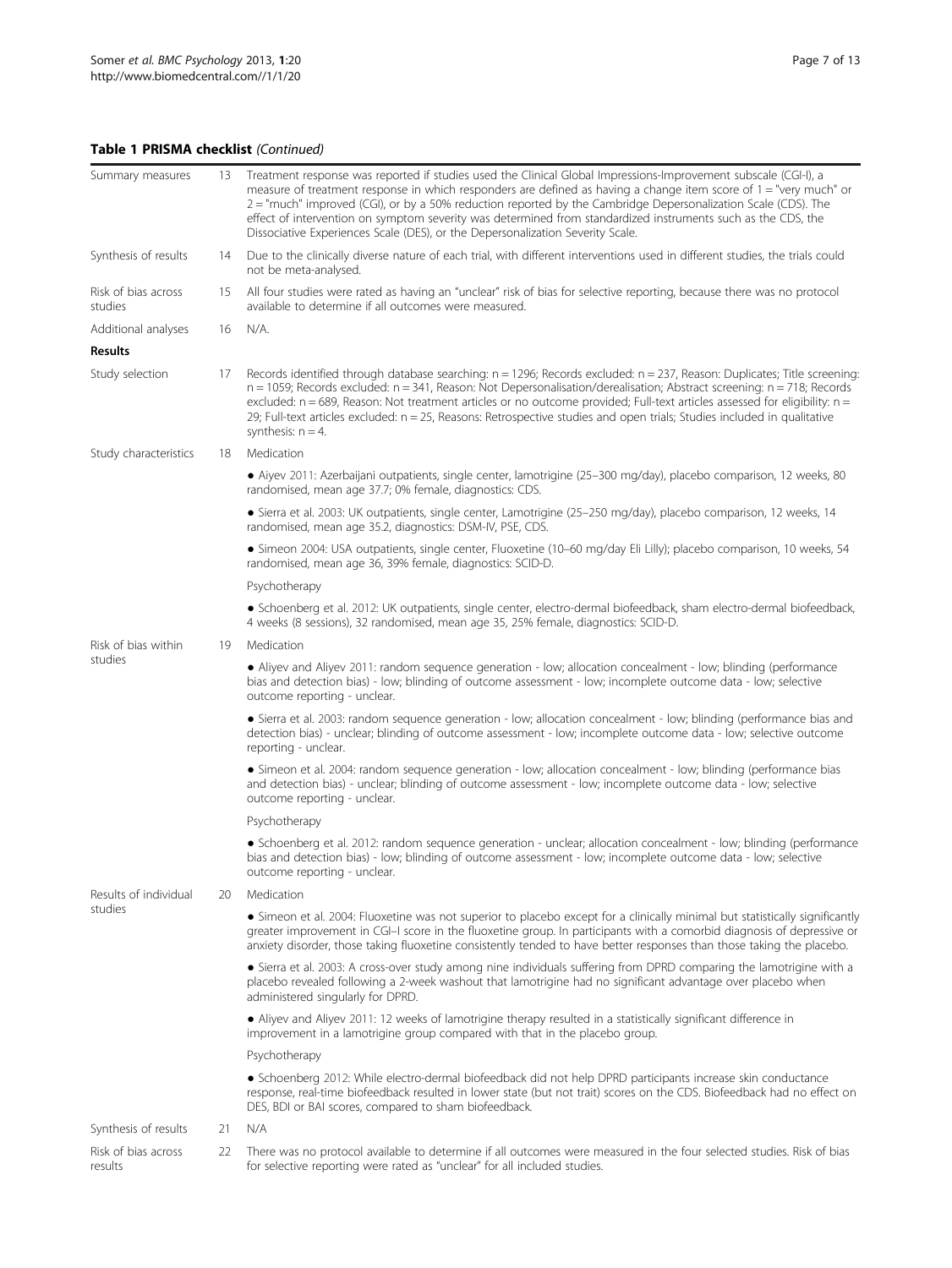**Table 1 PRISMA checklist** *(Continued)*

| | | |
|---|---|---|
| Summary measures | 13 | Treatment response was reported if studies used the Clinical Global Impressions-Improvement subscale (CGI-I), a measure of treatment response in which responders are defined as having a change item score of 1 = "very much" or 2 = "much" improved (CGI), or by a 50% reduction reported by the Cambridge Depersonalization Scale (CDS). The effect of intervention on symptom severity was determined from standardized instruments such as the CDS, the Dissociative Experiences Scale (DES), or the Depersonalization Severity Scale. |
| Synthesis of results | 14 | Due to the clinically diverse nature of each trial, with different interventions used in different studies, the trials could not be meta-analysed. |
| Risk of bias across studies | 15 | All four studies were rated as having an "unclear" risk of bias for selective reporting, because there was no protocol available to determine if all outcomes were measured. |
| Additional analyses | 16 | N/A. |
| **Results** | | |
| Study selection | 17 | Records identified through database searching: n = 1296; Records excluded: n = 237, Reason: Duplicates; Title screening: n = 1059; Records excluded: n = 341, Reason: Not Depersonalisation/derealisation; Abstract screening: n = 718; Records excluded: n = 689, Reason: Not treatment articles or no outcome provided; Full-text articles assessed for eligibility: n = 29; Full-text articles excluded: n = 25, Reasons: Retrospective studies and open trials; Studies included in qualitative synthesis: n = 4. |
| Study characteristics | 18 | Medication |
| | | • Aiyev 2011: Azerbaijani outpatients, single center, lamotrigine (25–300 mg/day), placebo comparison, 12 weeks, 80 randomised, mean age 37.7; 0% female, diagnostics: CDS. |
| | | • Sierra et al. 2003: UK outpatients, single center, Lamotrigine (25–250 mg/day), placebo comparison, 12 weeks, 14 randomised, mean age 35.2, diagnostics: DSM-IV, PSE, CDS. |
| | | • Simeon 2004: USA outpatients, single center, Fluoxetine (10–60 mg/day Eli Lilly); placebo comparison, 10 weeks, 54 randomised, mean age 36, 39% female, diagnostics: SCID-D. |
| | | Psychotherapy |
| | | • Schoenberg et al. 2012: UK outpatients, single center, electro-dermal biofeedback, sham electro-dermal biofeedback, 4 weeks (8 sessions), 32 randomised, mean age 35, 25% female, diagnostics: SCID-D. |
| Risk of bias within studies | 19 | Medication |
| | | • Aliyev and Aliyev 2011: random sequence generation - low; allocation concealment - low; blinding (performance bias and detection bias) - low; blinding of outcome assessment - low; incomplete outcome data - low; selective outcome reporting - unclear. |
| | | • Sierra et al. 2003: random sequence generation - low; allocation concealment - low; blinding (performance bias and detection bias) - unclear; blinding of outcome assessment - low; incomplete outcome data - low; selective outcome reporting - unclear. |
| | | • Simeon et al. 2004: random sequence generation - low; allocation concealment - low; blinding (performance bias and detection bias) - unclear; blinding of outcome assessment - low; incomplete outcome data - low; selective outcome reporting - unclear. |
| | | Psychotherapy |
| | | • Schoenberg et al. 2012: random sequence generation - unclear; allocation concealment - low; blinding (performance bias and detection bias) - low; blinding of outcome assessment - low; incomplete outcome data - low; selective outcome reporting - unclear. |
| Results of individual studies | 20 | Medication |
| | | • Simeon et al. 2004: Fluoxetine was not superior to placebo except for a clinically minimal but statistically significantly greater improvement in CGI–I score in the fluoxetine group. In participants with a comorbid diagnosis of depressive or anxiety disorder, those taking fluoxetine consistently tended to have better responses than those taking the placebo. |
| | | • Sierra et al. 2003: A cross-over study among nine individuals suffering from DPRD comparing the lamotrigine with a placebo revealed following a 2-week washout that lamotrigine had no significant advantage over placebo when administered singularly for DPRD. |
| | | • Aliyev and Aliyev 2011: 12 weeks of lamotrigine therapy resulted in a statistically significant difference in improvement in a lamotrigine group compared with that in the placebo group. |
| | | Psychotherapy |
| | | • Schoenberg 2012: While electro-dermal biofeedback did not help DPRD participants increase skin conductance response, real-time biofeedback resulted in lower state (but not trait) scores on the CDS. Biofeedback had no effect on DES, BDI or BAI scores, compared to sham biofeedback. |
| Synthesis of results | 21 | N/A |
| Risk of bias across results | 22 | There was no protocol available to determine if all outcomes were measured in the four selected studies. Risk of bias for selective reporting were rated as "unclear" for all included studies. |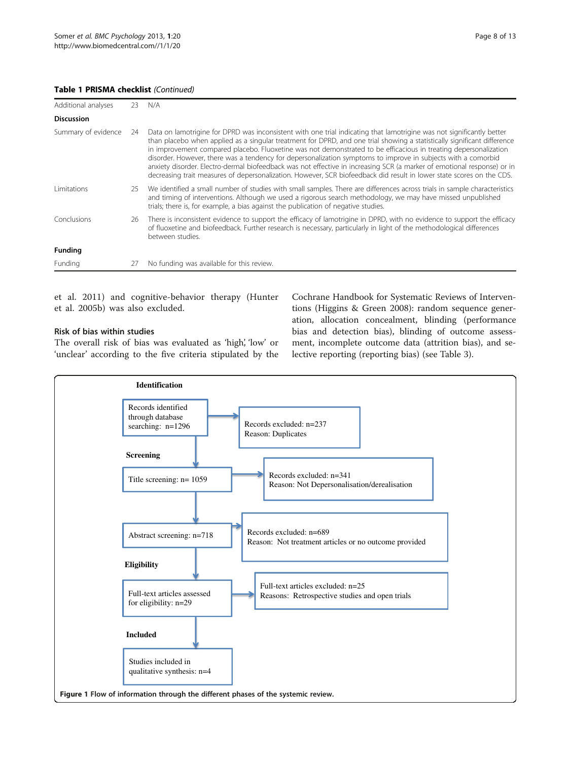**Table 1 PRISMA checklist** *(Continued)*

| | | |
|---|---|---|
| Additional analyses | 23 | N/A |
| **Discussion** | | |
| Summary of evidence | 24 | Data on lamotrigine for DPRD was inconsistent with one trial indicating that lamotrigine was not significantly better than placebo when applied as a singular treatment for DPRD, and one trial showing a statistically significant difference in improvement compared placebo. Fluoxetine was not demonstrated to be efficacious in treating depersonalization disorder. However, there was a tendency for depersonalization symptoms to improve in subjects with a comorbid anxiety disorder. Electro-dermal biofeedback was not effective in increasing SCR (a marker of emotional response) or in decreasing trait measures of depersonalization. However, SCR biofeedback did result in lower state scores on the CDS. |
| Limitations | 25 | We identified a small number of studies with small samples. There are differences across trials in sample characteristics and timing of interventions. Although we used a rigorous search methodology, we may have missed unpublished trials; there is, for example, a bias against the publication of negative studies. |
| Conclusions | 26 | There is inconsistent evidence to support the efficacy of lamotrigine in DPRD, with no evidence to support the efficacy of fluoxetine and biofeedback. Further research is necessary, particularly in light of the methodological differences between studies. |
| **Funding** | | |
| Funding | 27 | No funding was available for this review. |

et al. 2011) and cognitive-behavior therapy (Hunter et al. 2005b) was also excluded.

### Risk of bias within studies

The overall risk of bias was evaluated as 'high', 'low' or 'unclear' according to the five criteria stipulated by the Cochrane Handbook for Systematic Reviews of Interventions (Higgins & Green 2008): random sequence generation, allocation concealment, blinding (performance bias and detection bias), blinding of outcome assessment, incomplete outcome data (attrition bias), and selective reporting (reporting bias) (see Table 3).

**Identification**

Records identified through database searching: n=1296 → Records excluded: n=237 Reason: Duplicates

**Screening**

Title screening: n= 1059 → Records excluded: n=341 Reason: Not Depersonalisation/derealisation

Abstract screening: n=718 → Records excluded: n=689 Reason: Not treatment articles or no outcome provided

**Eligibility**

Full-text articles assessed for eligibility: n=29 → Full-text articles excluded: n=25 Reasons: Retrospective studies and open trials

**Included**

Studies included in qualitative synthesis: n=4

**Figure 1** Flow of information through the different phases of the systemic review.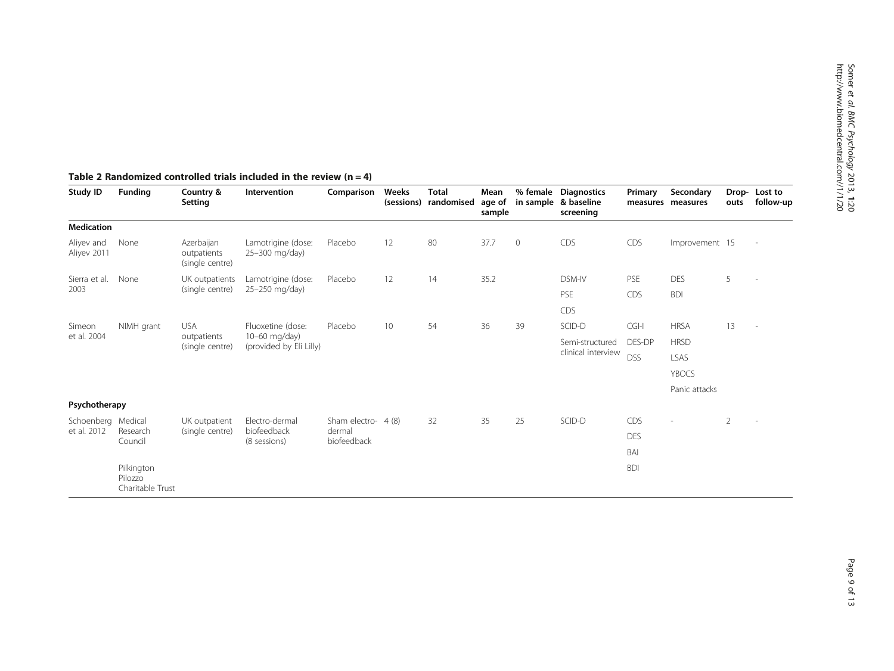**Table 2 Randomized controlled trials included in the review (n = 4)**

| Study ID | Funding | Country & Setting | Intervention | Comparison | Weeks (sessions) | Total randomised | Mean age of sample | % female in sample | Diagnostics & baseline screening | Primary measures | Secondary measures | Drop-outs | Lost to follow-up |
|---|---|---|---|---|---|---|---|---|---|---|---|---|---|
| **Medication** | | | | | | | | | | | | | |
| Aliyev and Aliyev 2011 | None | Azerbaijan outpatients (single centre) | Lamotrigine (dose: 25–300 mg/day) | Placebo | 12 | 80 | 37.7 | 0 | CDS | CDS | Improvement | 15 | - |
| Sierra et al. 2003 | None | UK outpatients (single centre) | Lamotrigine (dose: 25–250 mg/day) | Placebo | 12 | 14 | 35.2 | | DSM-IV | PSE | DES | 5 | - |
| | | | | | | | | | PSE | CDS | BDI | | |
| | | | | | | | | | CDS | | | | |
| Simeon et al. 2004 | NIMH grant | USA outpatients (single centre) | Fluoxetine (dose: 10–60 mg/day) (provided by Eli Lilly) | Placebo | 10 | 54 | 36 | 39 | SCID-D | CGI-I | HRSA | 13 | - |
| | | | | | | | | | Semi-structured clinical interview | DES-DP | HRSD | | |
| | | | | | | | | | | DSS | LSAS | | |
| | | | | | | | | | | | YBOCS | | |
| | | | | | | | | | | | Panic attacks | | |
| **Psychotherapy** | | | | | | | | | | | | | |
| Schoenberg et al. 2012 | Medical Research Council | UK outpatient (single centre) | Electro-dermal biofeedback (8 sessions) | Sham electro-dermal biofeedback | 4 (8) | 32 | 35 | 25 | SCID-D | CDS | - | 2 | - |
| | | | | | | | | | | DES | | | |
| | | | | | | | | | | BAI | | | |
| | Pilkington Pilozzo Charitable Trust | | | | | | | | | BDI | | | |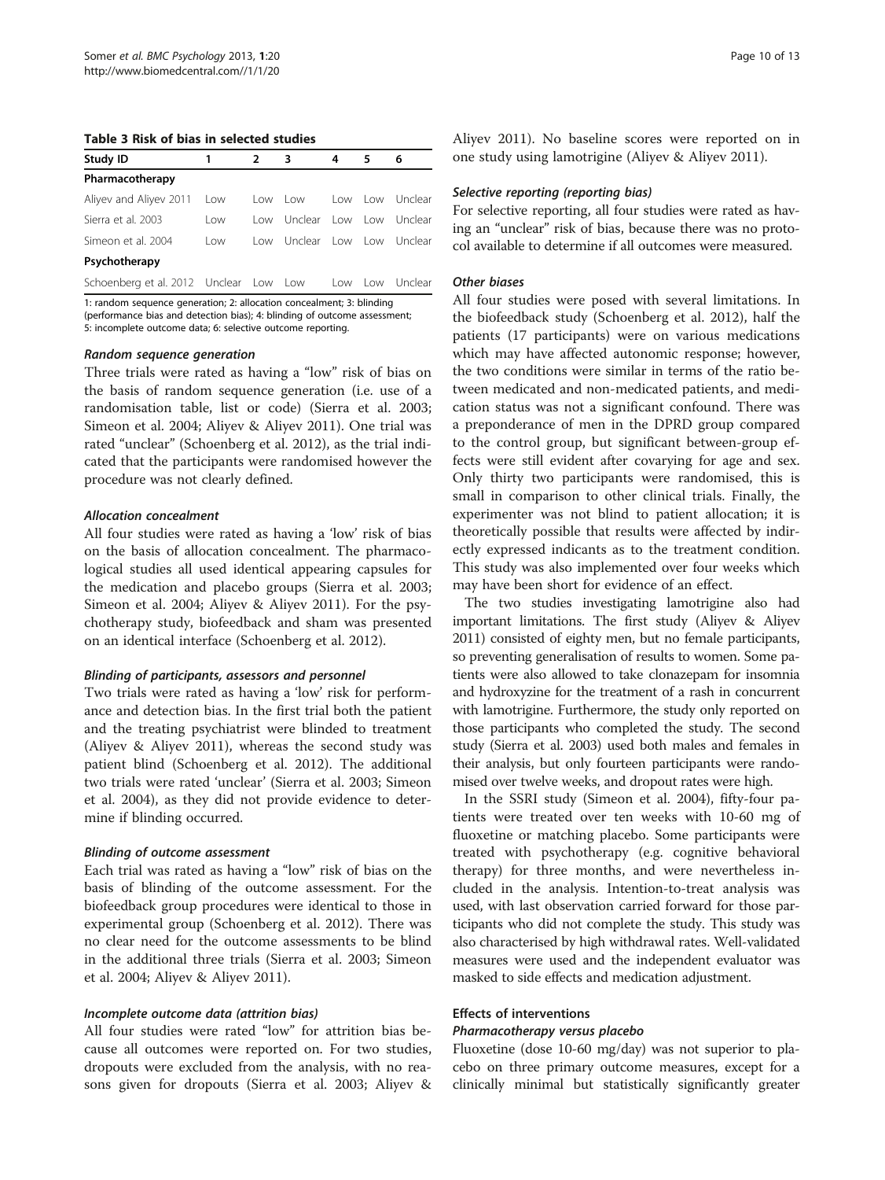**Table 3 Risk of bias in selected studies**

| Study ID | 1 | 2 | 3 | 4 | 5 | 6 |
|---|---|---|---|---|---|---|
| **Pharmacotherapy** | | | | | | |
| Aliyev and Aliyev 2011 | Low | Low | Low | Low | Low | Unclear |
| Sierra et al. 2003 | Low | Low | Unclear | Low | Low | Unclear |
| Simeon et al. 2004 | Low | Low | Unclear | Low | Low | Unclear |
| **Psychotherapy** | | | | | | |
| Schoenberg et al. 2012 | Unclear | Low | Low | Low | Low | Unclear |

1: random sequence generation; 2: allocation concealment; 3: blinding (performance bias and detection bias); 4: blinding of outcome assessment; 5: incomplete outcome data; 6: selective outcome reporting.

#### *Random sequence generation*

Three trials were rated as having a "low" risk of bias on the basis of random sequence generation (i.e. use of a randomisation table, list or code) (Sierra et al. 2003; Simeon et al. 2004; Aliyev & Aliyev 2011). One trial was rated "unclear" (Schoenberg et al. 2012), as the trial indicated that the participants were randomised however the procedure was not clearly defined.

#### *Allocation concealment*

All four studies were rated as having a 'low' risk of bias on the basis of allocation concealment. The pharmacological studies all used identical appearing capsules for the medication and placebo groups (Sierra et al. 2003; Simeon et al. 2004; Aliyev & Aliyev 2011). For the psychotherapy study, biofeedback and sham was presented on an identical interface (Schoenberg et al. 2012).

#### *Blinding of participants, assessors and personnel*

Two trials were rated as having a 'low' risk for performance and detection bias. In the first trial both the patient and the treating psychiatrist were blinded to treatment (Aliyev & Aliyev 2011), whereas the second study was patient blind (Schoenberg et al. 2012). The additional two trials were rated 'unclear' (Sierra et al. 2003; Simeon et al. 2004), as they did not provide evidence to determine if blinding occurred.

#### *Blinding of outcome assessment*

Each trial was rated as having a "low" risk of bias on the basis of blinding of the outcome assessment. For the biofeedback group procedures were identical to those in experimental group (Schoenberg et al. 2012). There was no clear need for the outcome assessments to be blind in the additional three trials (Sierra et al. 2003; Simeon et al. 2004; Aliyev & Aliyev 2011).

#### *Incomplete outcome data (attrition bias)*

All four studies were rated "low" for attrition bias because all outcomes were reported on. For two studies, dropouts were excluded from the analysis, with no reasons given for dropouts (Sierra et al. 2003; Aliyev & Aliyev 2011). No baseline scores were reported on in one study using lamotrigine (Aliyev & Aliyev 2011).

#### *Selective reporting (reporting bias)*

For selective reporting, all four studies were rated as having an "unclear" risk of bias, because there was no protocol available to determine if all outcomes were measured.

#### *Other biases*

All four studies were posed with several limitations. In the biofeedback study (Schoenberg et al. 2012), half the patients (17 participants) were on various medications which may have affected autonomic response; however, the two conditions were similar in terms of the ratio between medicated and non-medicated patients, and medication status was not a significant confound. There was a preponderance of men in the DPRD group compared to the control group, but significant between-group effects were still evident after covarying for age and sex. Only thirty two participants were randomised, this is small in comparison to other clinical trials. Finally, the experimenter was not blind to patient allocation; it is theoretically possible that results were affected by indirectly expressed indicants as to the treatment condition. This study was also implemented over four weeks which may have been short for evidence of an effect.

The two studies investigating lamotrigine also had important limitations. The first study (Aliyev & Aliyev 2011) consisted of eighty men, but no female participants, so preventing generalisation of results to women. Some patients were also allowed to take clonazepam for insomnia and hydroxyzine for the treatment of a rash in concurrent with lamotrigine. Furthermore, the study only reported on those participants who completed the study. The second study (Sierra et al. 2003) used both males and females in their analysis, but only fourteen participants were randomised over twelve weeks, and dropout rates were high.

In the SSRI study (Simeon et al. 2004), fifty-four patients were treated over ten weeks with 10-60 mg of fluoxetine or matching placebo. Some participants were treated with psychotherapy (e.g. cognitive behavioral therapy) for three months, and were nevertheless included in the analysis. Intention-to-treat analysis was used, with last observation carried forward for those participants who did not complete the study. This study was also characterised by high withdrawal rates. Well-validated measures were used and the independent evaluator was masked to side effects and medication adjustment.

### Effects of interventions

#### *Pharmacotherapy versus placebo*

Fluoxetine (dose 10-60 mg/day) was not superior to placebo on three primary outcome measures, except for a clinically minimal but statistically significantly greater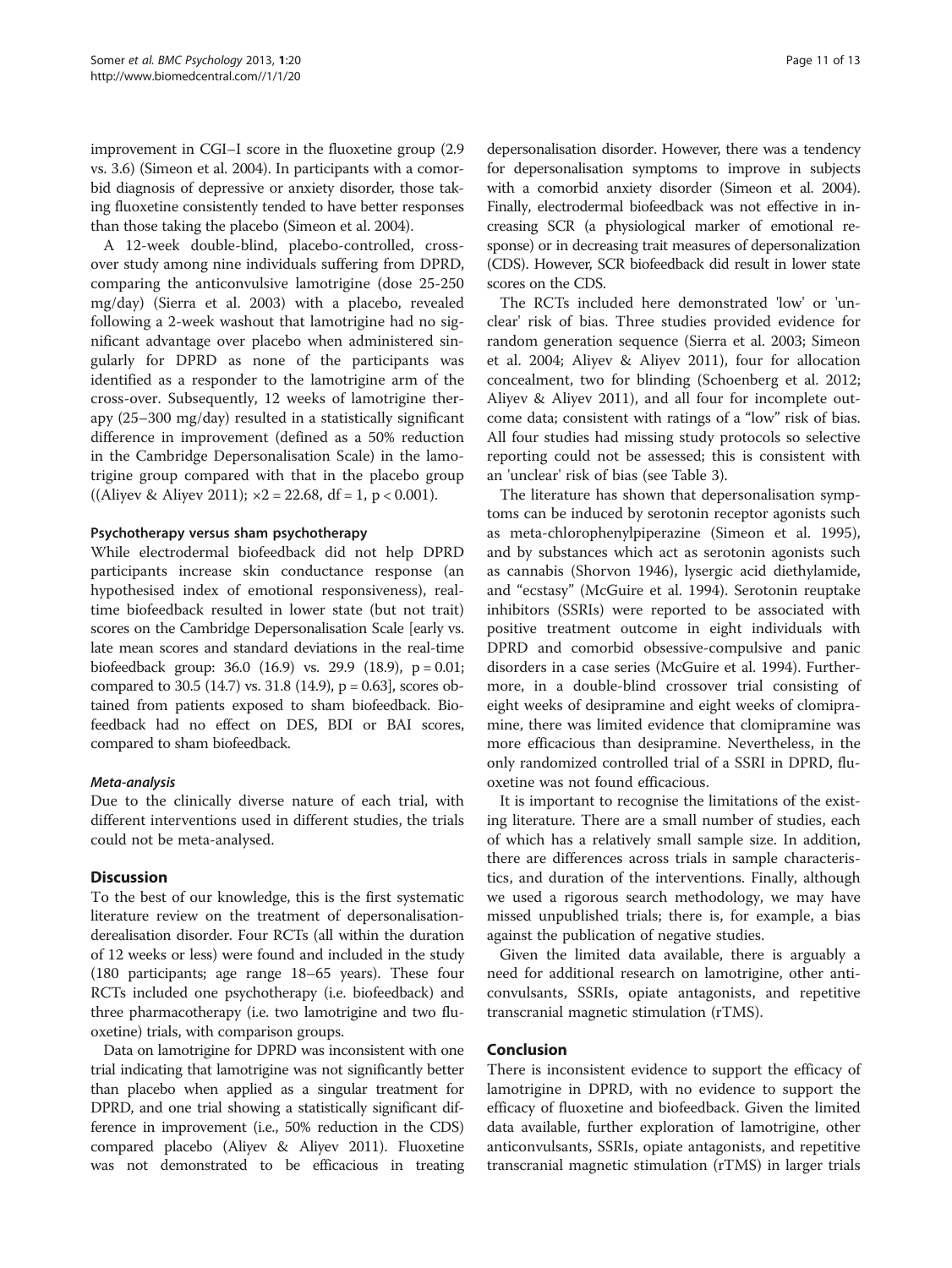improvement in CGI–I score in the fluoxetine group (2.9 vs. 3.6) (Simeon et al. 2004). In participants with a comorbid diagnosis of depressive or anxiety disorder, those taking fluoxetine consistently tended to have better responses than those taking the placebo (Simeon et al. 2004).

A 12-week double-blind, placebo-controlled, crossover study among nine individuals suffering from DPRD, comparing the anticonvulsive lamotrigine (dose 25-250 mg/day) (Sierra et al. 2003) with a placebo, revealed following a 2-week washout that lamotrigine had no significant advantage over placebo when administered singularly for DPRD as none of the participants was identified as a responder to the lamotrigine arm of the cross-over. Subsequently, 12 weeks of lamotrigine therapy (25–300 mg/day) resulted in a statistically significant difference in improvement (defined as a 50% reduction in the Cambridge Depersonalisation Scale) in the lamotrigine group compared with that in the placebo group ((Aliyev & Aliyev 2011); $\times 2 = 22.68$, df = 1, $p < 0.001$).

#### Psychotherapy versus sham psychotherapy

While electrodermal biofeedback did not help DPRD participants increase skin conductance response (an hypothesised index of emotional responsiveness), real-time biofeedback resulted in lower state (but not trait) scores on the Cambridge Depersonalisation Scale [early vs. late mean scores and standard deviations in the real-time biofeedback group: 36.0 (16.9) vs. 29.9 (18.9), $p = 0.01$; compared to 30.5 (14.7) vs. 31.8 (14.9), $p = 0.63$], scores obtained from patients exposed to sham biofeedback. Biofeedback had no effect on DES, BDI or BAI scores, compared to sham biofeedback.

#### *Meta-analysis*

Due to the clinically diverse nature of each trial, with different interventions used in different studies, the trials could not be meta-analysed.

## Discussion

To the best of our knowledge, this is the first systematic literature review on the treatment of depersonalisation-derealisation disorder. Four RCTs (all within the duration of 12 weeks or less) were found and included in the study (180 participants; age range 18–65 years). These four RCTs included one psychotherapy (i.e. biofeedback) and three pharmacotherapy (i.e. two lamotrigine and two fluoxetine) trials, with comparison groups.

Data on lamotrigine for DPRD was inconsistent with one trial indicating that lamotrigine was not significantly better than placebo when applied as a singular treatment for DPRD, and one trial showing a statistically significant difference in improvement (i.e., 50% reduction in the CDS) compared placebo (Aliyev & Aliyev 2011). Fluoxetine was not demonstrated to be efficacious in treating depersonalisation disorder. However, there was a tendency for depersonalisation symptoms to improve in subjects with a comorbid anxiety disorder (Simeon et al. 2004). Finally, electrodermal biofeedback was not effective in increasing SCR (a physiological marker of emotional response) or in decreasing trait measures of depersonalization (CDS). However, SCR biofeedback did result in lower state scores on the CDS.

The RCTs included here demonstrated 'low' or 'unclear' risk of bias. Three studies provided evidence for random generation sequence (Sierra et al. 2003; Simeon et al. 2004; Aliyev & Aliyev 2011), four for allocation concealment, two for blinding (Schoenberg et al. 2012; Aliyev & Aliyev 2011), and all four for incomplete outcome data; consistent with ratings of a "low" risk of bias. All four studies had missing study protocols so selective reporting could not be assessed; this is consistent with an 'unclear' risk of bias (see Table 3).

The literature has shown that depersonalisation symptoms can be induced by serotonin receptor agonists such as meta-chlorophenylpiperazine (Simeon et al. 1995), and by substances which act as serotonin agonists such as cannabis (Shorvon 1946), lysergic acid diethylamide, and "ecstasy" (McGuire et al. 1994). Serotonin reuptake inhibitors (SSRIs) were reported to be associated with positive treatment outcome in eight individuals with DPRD and comorbid obsessive-compulsive and panic disorders in a case series (McGuire et al. 1994). Furthermore, in a double-blind crossover trial consisting of eight weeks of desipramine and eight weeks of clomipramine, there was limited evidence that clomipramine was more efficacious than desipramine. Nevertheless, in the only randomized controlled trial of a SSRI in DPRD, fluoxetine was not found efficacious.

It is important to recognise the limitations of the existing literature. There are a small number of studies, each of which has a relatively small sample size. In addition, there are differences across trials in sample characteristics, and duration of the interventions. Finally, although we used a rigorous search methodology, we may have missed unpublished trials; there is, for example, a bias against the publication of negative studies.

Given the limited data available, there is arguably a need for additional research on lamotrigine, other anticonvulsants, SSRIs, opiate antagonists, and repetitive transcranial magnetic stimulation (rTMS).

## Conclusion

There is inconsistent evidence to support the efficacy of lamotrigine in DPRD, with no evidence to support the efficacy of fluoxetine and biofeedback. Given the limited data available, further exploration of lamotrigine, other anticonvulsants, SSRIs, opiate antagonists, and repetitive transcranial magnetic stimulation (rTMS) in larger trials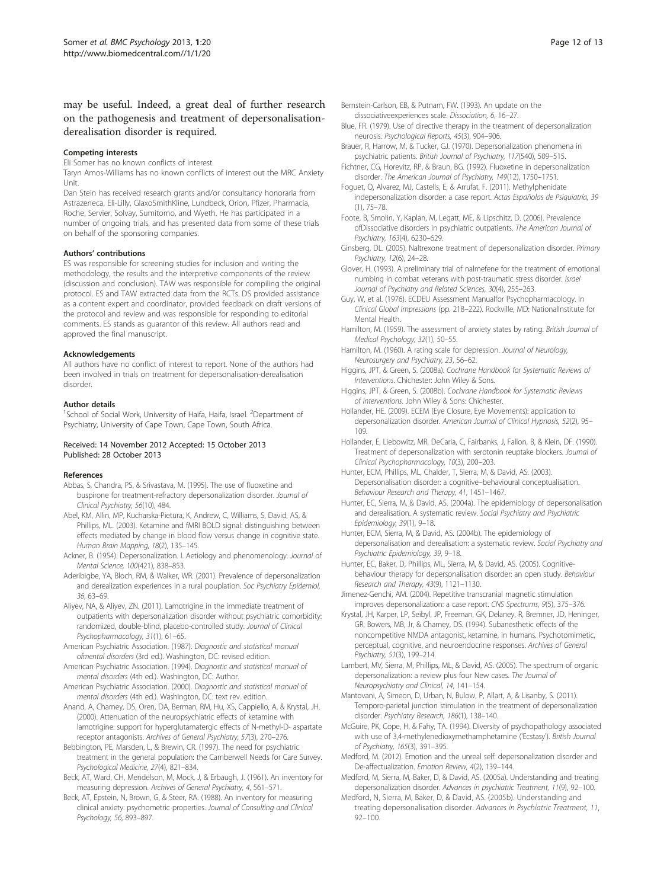may be useful. Indeed, a great deal of further research on the pathogenesis and treatment of depersonalisation-derealisation disorder is required.

### Competing interests

Eli Somer has no known conflicts of interest.

Taryn Amos-Williams has no known conflicts of interest out the MRC Anxiety Unit.

Dan Stein has received research grants and/or consultancy honoraria from Astrazeneca, Eli-Lilly, GlaxoSmithKline, Lundbeck, Orion, Pfizer, Pharmacia, Roche, Servier, Solvay, Sumitomo, and Wyeth. He has participated in a number of ongoing trials, and has presented data from some of these trials on behalf of the sponsoring companies.

### Authors' contributions

ES was responsible for screening studies for inclusion and writing the methodology, the results and the interpretive components of the review (discussion and conclusion). TAW was responsible for compiling the original protocol. ES and TAW extracted data from the RCTs. DS provided assistance as a content expert and coordinator, provided feedback on draft versions of the protocol and review and was responsible for responding to editorial comments. ES stands as guarantor of this review. All authors read and approved the final manuscript.

### Acknowledgements

All authors have no conflict of interest to report. None of the authors had been involved in trials on treatment for depersonalisation-derealisation disorder.

### Author details

[1]School of Social Work, University of Haifa, Haifa, Israel. [2]Department of Psychiatry, University of Cape Town, Cape Town, South Africa.

Received: 14 November 2012 Accepted: 15 October 2013
Published: 28 October 2013

### References

- Abbas, S, Chandra, PS, & Srivastava, M. (1995). The use of fluoxetine and buspirone for treatment-refractory depersonalization disorder. *Journal of Clinical Psychiatry, 56*(10), 484.
- Abel, KM, Allin, MP, Kucharska-Pietura, K, Andrew, C, Williams, S, David, AS, & Phillips, ML. (2003). Ketamine and fMRI BOLD signal: distinguishing between effects mediated by change in blood flow versus change in cognitive state. *Human Brain Mapping, 18*(2), 135–145.
- Ackner, B. (1954). Depersonalization. I. Aetiology and phenomenology. *Journal of Mental Science, 100*(421), 838–853.
- Aderibigbe, YA, Bloch, RM, & Walker, WR. (2001). Prevalence of depersonalization and derealization experiences in a rural pouplation. *Soc Psychiatry Epidemiol, 36*, 63–69.
- Aliyev, NA, & Aliyev, ZN. (2011). Lamotrigine in the immediate treatment of outpatients with depersonalization disorder without psychiatric comorbidity: randomized, double-blind, placebo-controlled study. *Journal of Clinical Psychopharmacology, 31*(1), 61–65.
- American Psychiatric Association. (1987). *Diagnostic and statistical manual ofmental disorders* (3rd ed.). Washington, DC: revised edition.
- American Psychiatric Association. (1994). *Diagnostic and statistical manual of mental disorders* (4th ed.). Washington, DC: Author.
- American Psychiatric Association. (2000). *Diagnostic and statistical manual of mental disorders* (4th ed.). Washington, DC: text rev. edition.
- Anand, A, Charney, DS, Oren, DA, Berman, RM, Hu, XS, Cappiello, A, & Krystal, JH. (2000). Attenuation of the neuropsychiatric effects of ketamine with lamotrigine: support for hyperglutamatergic effects of N-methyl-D- aspartate receptor antagonists. *Archives of General Psychiatry, 57*(3), 270–276.
- Bebbington, PE, Marsden, L, & Brewin, CR. (1997). The need for psychiatric treatment in the general population: the Camberwell Needs for Care Survey. *Psychological Medicine, 27*(4), 821–834.
- Beck, AT, Ward, CH, Mendelson, M, Mock, J, & Erbaugh, J. (1961). An inventory for measuring depression. *Archives of General Psychiatry, 4*, 561–571.
- Beck, AT, Epstein, N, Brown, G, & Steer, RA. (1988). An inventory for measuring clinical anxiety: psychometric properties. *Journal of Consulting and Clinical Psychology, 56*, 893–897.
- Bernstein-Carlson, EB, & Putnam, FW. (1993). An update on the dissociativeexperiences scale. *Dissociation, 6*, 16–27.
- Blue, FR. (1979). Use of directive therapy in the treatment of depersonalization neurosis. *Psychological Reports, 45*(3), 904–906.
- Brauer, R, Harrow, M, & Tucker, GJ. (1970). Depersonalization phenomena in psychiatric patients. *British Journal of Psychiatry, 117*(540), 509–515.
- Fichtner, CG, Horevitz, RP, & Braun, BG. (1992). Fluoxetine in depersonalization disorder. *The American Journal of Psychiatry, 149*(12), 1750–1751.
- Foguet, Q, Alvarez, MJ, Castells, E, & Arrufat, F. (2011). Methylphenidate indepersonalization disorder: a case report. *Actas Españolas de Psiquiatría, 39* (1), 75–78.
- Foote, B, Smolin, Y, Kaplan, M, Legatt, ME, & Lipschitz, D. (2006). Prevalence ofDissociative disorders in psychiatric outpatients. *The American Journal of Psychiatry, 163*(4), 6230–629.
- Ginsberg, DL. (2005). Naltrexone treatment of depersonalization disorder. *Primary Psychiatry, 12*(6), 24–28.
- Glover, H. (1993). A preliminary trial of nalmefene for the treatment of emotional numbing in combat veterans with post-traumatic stress disorder. *Israel Journal of Psychiatry and Related Sciences, 30*(4), 255–263.
- Guy, W, et al. (1976). ECDEU Assessment Manualfor Psychopharmacology. In *Clinical Global Impressions* (pp. 218–222). Rockville, MD: NationalInstitute for Mental Health.
- Hamilton, M. (1959). The assessment of anxiety states by rating. *British Journal of Medical Psychology, 32*(1), 50–55.
- Hamilton, M. (1960). A rating scale for depression. *Journal of Neurology, Neurosurgery and Psychiatry, 23*, 56–62.
- Higgins, JPT, & Green, S. (2008a). *Cochrane Handbook for Systematic Reviews of Interventions*. Chichester: John Wiley & Sons.
- Higgins, JPT, & Green, S. (2008b). *Cochrane Handbook for Systematic Reviews of Interventions*. John Wiley & Sons: Chichester.
- Hollander, HE. (2009). ECEM (Eye Closure, Eye Movements): application to depersonalization disorder. *American Journal of Clinical Hypnosis, 52*(2), 95–109.
- Hollander, E, Liebowitz, MR, DeCaria, C, Fairbanks, J, Fallon, B, & Klein, DF. (1990). Treatment of depersonalization with serotonin reuptake blockers. *Journal of Clinical Psychopharmacology, 10*(3), 200–203.
- Hunter, ECM, Phillips, ML, Chalder, T, Sierra, M, & David, AS. (2003). Depersonalisation disorder: a cognitive–behavioural conceptualisation. *Behaviour Research and Therapy, 41*, 1451–1467.
- Hunter, EC, Sierra, M, & David, AS. (2004a). The epidemiology of depersonalisation and derealisation. A systematic review. *Social Psychiatry and Psychiatric Epidemiology, 39*(1), 9–18.
- Hunter, ECM, Sierra, M, & David, AS. (2004b). The epidemiology of depersonalisation and derealisation: a systematic review. *Social Psychiatry and Psychiatric Epidemiology, 39*, 9–18.
- Hunter, EC, Baker, D, Phillips, ML, Sierra, M, & David, AS. (2005). Cognitive-behaviour therapy for depersonalisation disorder: an open study. *Behaviour Research and Therapy, 43*(9), 1121–1130.
- Jimenez-Genchi, AM. (2004). Repetitive transcranial magnetic stimulation improves depersonalization: a case report. *CNS Spectrums, 9*(5), 375–376.
- Krystal, JH, Karper, LP, Seibyl, JP, Freeman, GK, Delaney, R, Bremner, JD, Heninger, GR, Bowers, MB, Jr, & Charney, DS. (1994). Subanesthetic effects of the noncompetitive NMDA antagonist, ketamine, in humans. Psychotomimetic, perceptual, cognitive, and neuroendocrine responses. *Archives of General Psychiatry, 51*(3), 199–214.
- Lambert, MV, Sierra, M, Phillips, ML, & David, AS. (2005). The spectrum of organic depersonalization: a review plus four New cases. *The Journal of Neuropsychiatry and Clinical, 14*, 141–154.
- Mantovani, A, Simeon, D, Urban, N, Bulow, P, Allart, A, & Lisanby, S. (2011). Temporo-parietal junction stimulation in the treatment of depersonalization disorder. *Psychiatry Research, 186*(1), 138–140.
- McGuire, PK, Cope, H, & Fahy, TA. (1994). Diversity of psychopathology associated with use of 3,4-methylenedioxymethamphetamine ('Ecstasy'). *British Journal of Psychiatry, 165*(3), 391–395.
- Medford, M. (2012). Emotion and the unreal self: depersonalization disorder and De-affectualization. *Emotion Review, 4*(2), 139–144.
- Medford, M, Sierra, M, Baker, D, & David, AS. (2005a). Understanding and treating depersonalization disorder. *Advances in psychiatric Treatment, 11*(9), 92–100.
- Medford, N, Sierra, M, Baker, D, & David, AS. (2005b). Understanding and treating depersonalisation disorder. *Advances in Psychiatric Treatment, 11*, 92–100.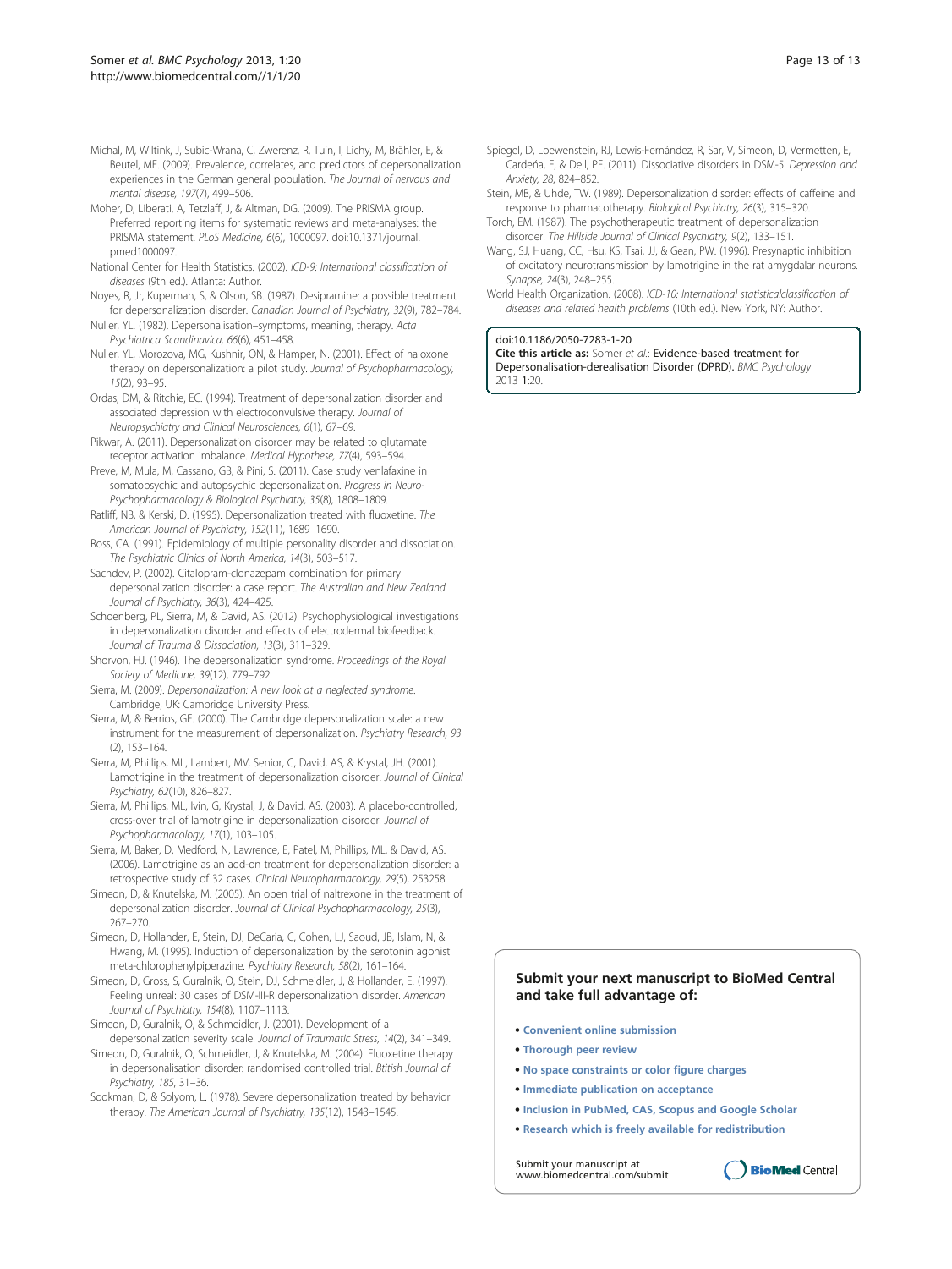Michal, M, Wiltink, J, Subic-Wrana, C, Zwerenz, R, Tuin, I, Lichy, M, Brähler, E, & Beutel, ME. (2009). Prevalence, correlates, and predictors of depersonalization experiences in the German general population. *The Journal of nervous and mental disease, 197*(7), 499–506.

Moher, D, Liberati, A, Tetzlaff, J, & Altman, DG. (2009). The PRISMA group. Preferred reporting items for systematic reviews and meta-analyses: the PRISMA statement. *PLoS Medicine, 6*(6), 1000097. doi:10.1371/journal.pmed1000097.

National Center for Health Statistics. (2002). *ICD-9: International classification of diseases* (9th ed.). Atlanta: Author.

Noyes, R, Jr, Kuperman, S, & Olson, SB. (1987). Desipramine: a possible treatment for depersonalization disorder. *Canadian Journal of Psychiatry, 32*(9), 782–784.

Nuller, YL. (1982). Depersonalisation–symptoms, meaning, therapy. *Acta Psychiatrica Scandinavica, 66*(6), 451–458.

Nuller, YL, Morozova, MG, Kushnir, ON, & Hamper, N. (2001). Effect of naloxone therapy on depersonalization: a pilot study. *Journal of Psychopharmacology, 15*(2), 93–95.

Ordas, DM, & Ritchie, EC. (1994). Treatment of depersonalization disorder and associated depression with electroconvulsive therapy. *Journal of Neuropsychiatry and Clinical Neurosciences, 6*(1), 67–69.

Pikwar, A. (2011). Depersonalization disorder may be related to glutamate receptor activation imbalance. *Medical Hypothese, 77*(4), 593–594.

Preve, M, Mula, M, Cassano, GB, & Pini, S. (2011). Case study venlafaxine in somatopsychic and autopsychic depersonalization. *Progress in Neuro-Psychopharmacology & Biological Psychiatry, 35*(8), 1808–1809.

Ratliff, NB, & Kerski, D. (1995). Depersonalization treated with fluoxetine. *The American Journal of Psychiatry, 152*(11), 1689–1690.

Ross, CA. (1991). Epidemiology of multiple personality disorder and dissociation. *The Psychiatric Clinics of North America, 14*(3), 503–517.

Sachdev, P. (2002). Citalopram-clonazepam combination for primary depersonalization disorder: a case report. *The Australian and New Zealand Journal of Psychiatry, 36*(3), 424–425.

Schoenberg, PL, Sierra, M, & David, AS. (2012). Psychophysiological investigations in depersonalization disorder and effects of electrodermal biofeedback. *Journal of Trauma & Dissociation, 13*(3), 311–329.

Shorvon, HJ. (1946). The depersonalization syndrome. *Proceedings of the Royal Society of Medicine, 39*(12), 779–792.

Sierra, M. (2009). *Depersonalization: A new look at a neglected syndrome*. Cambridge, UK: Cambridge University Press.

Sierra, M, & Berrios, GE. (2000). The Cambridge depersonalization scale: a new instrument for the measurement of depersonalization. *Psychiatry Research, 93* (2), 153–164.

Sierra, M, Phillips, ML, Lambert, MV, Senior, C, David, AS, & Krystal, JH. (2001). Lamotrigine in the treatment of depersonalization disorder. *Journal of Clinical Psychiatry, 62*(10), 826–827.

Sierra, M, Phillips, ML, Ivin, G, Krystal, J, & David, AS. (2003). A placebo-controlled, cross-over trial of lamotrigine in depersonalization disorder. *Journal of Psychopharmacology, 17*(1), 103–105.

Sierra, M, Baker, D, Medford, N, Lawrence, E, Patel, M, Phillips, ML, & David, AS. (2006). Lamotrigine as an add-on treatment for depersonalization disorder: a retrospective study of 32 cases. *Clinical Neuropharmacology, 29*(5), 253258.

Simeon, D, & Knutelska, M. (2005). An open trial of naltrexone in the treatment of depersonalization disorder. *Journal of Clinical Psychopharmacology, 25*(3), 267–270.

Simeon, D, Hollander, E, Stein, DJ, DeCaria, C, Cohen, LJ, Saoud, JB, Islam, N, & Hwang, M. (1995). Induction of depersonalization by the serotonin agonist meta-chlorophenylpiperazine. *Psychiatry Research, 58*(2), 161–164.

Simeon, D, Gross, S, Guralnik, O, Stein, DJ, Schmeidler, J, & Hollander, E. (1997). Feeling unreal: 30 cases of DSM-III-R depersonalization disorder. *American Journal of Psychiatry, 154*(8), 1107–1113.

Simeon, D, Guralnik, O, & Schmeidler, J. (2001). Development of a depersonalization severity scale. *Journal of Traumatic Stress, 14*(2), 341–349.

Simeon, D, Guralnik, O, Schmeidler, J, & Knutelska, M. (2004). Fluoxetine therapy in depersonalisation disorder: randomised controlled trial. *Btitish Journal of Psychiatry, 185*, 31–36.

Sookman, D, & Solyom, L. (1978). Severe depersonalization treated by behavior therapy. *The American Journal of Psychiatry, 135*(12), 1543–1545.

Spiegel, D, Loewenstein, RJ, Lewis-Fernández, R, Sar, V, Simeon, D, Vermetten, E, Cardeńa, E, & Dell, PF. (2011). Dissociative disorders in DSM-5. *Depression and Anxiety, 28*, 824–852.

Stein, MB, & Uhde, TW. (1989). Depersonalization disorder: effects of caffeine and response to pharmacotherapy. *Biological Psychiatry, 26*(3), 315–320.

Torch, EM. (1987). The psychotherapeutic treatment of depersonalization disorder. *The Hillside Journal of Clinical Psychiatry, 9*(2), 133–151.

Wang, SJ, Huang, CC, Hsu, KS, Tsai, JJ, & Gean, PW. (1996). Presynaptic inhibition of excitatory neurotransmission by lamotrigine in the rat amygdalar neurons. *Synapse, 24*(3), 248–255.

World Health Organization. (2008). *ICD-10: International statisticalclassification of diseases and related health problems* (10th ed.). New York, NY: Author.

doi:10.1186/2050-7283-1-20

**Cite this article as:** Somer *et al.*: Evidence-based treatment for Depersonalisation-derealisation Disorder (DPRD). *BMC Psychology* 2013 **1**:20.